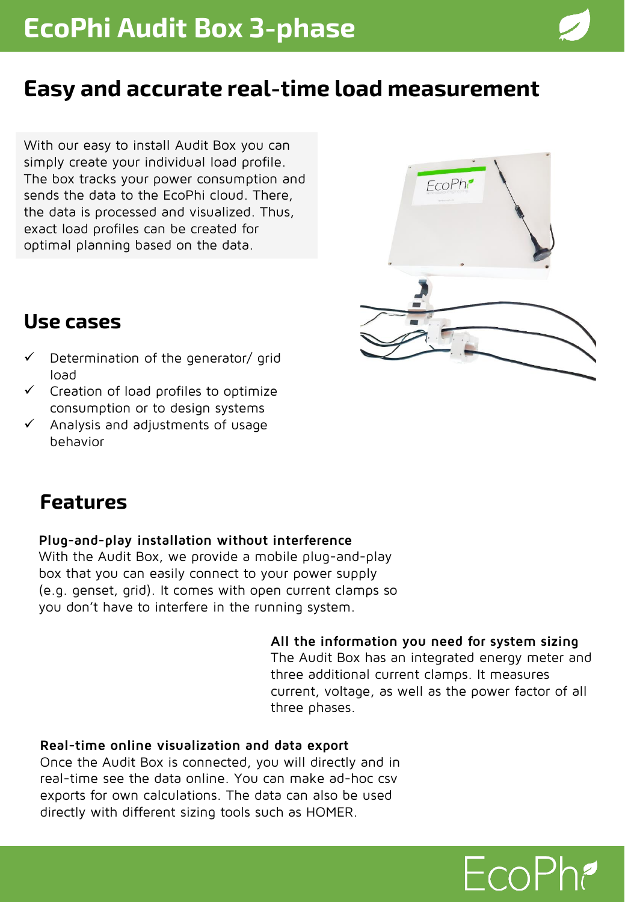# EcoPhi Audit Box 3-phase

## Easy and accurate real-time load measurement

With our easy to install Audit Box you can simply create your individual load profile. The box tracks your power consumption and sends the data to the EcoPhi cloud. There, the data is processed and visualized. Thus, exact load profiles can be created for optimal planning based on the data.

## Use cases

- ✓ Determination of the generator/ grid load
- ✓ Creation of load profiles to optimize consumption or to design systems
- ✓ Analysis and adjustments of usage behavior

## Features

**Plug-and-play installation without interference**
With the Audit Box, we provide a mobile plug-and-play box that you can easily connect to your power supply (e.g. genset, grid). It comes with open current clamps so you don't have to interfere in the running system.

**All the information you need for system sizing**
The Audit Box has an integrated energy meter and three additional current clamps. It measures current, voltage, as well as the power factor of all three phases.

**Real-time online visualization and data export**
Once the Audit Box is connected, you will directly and in real-time see the data online. You can make ad-hoc csv exports for own calculations. The data can also be used directly with different sizing tools such as HOMER.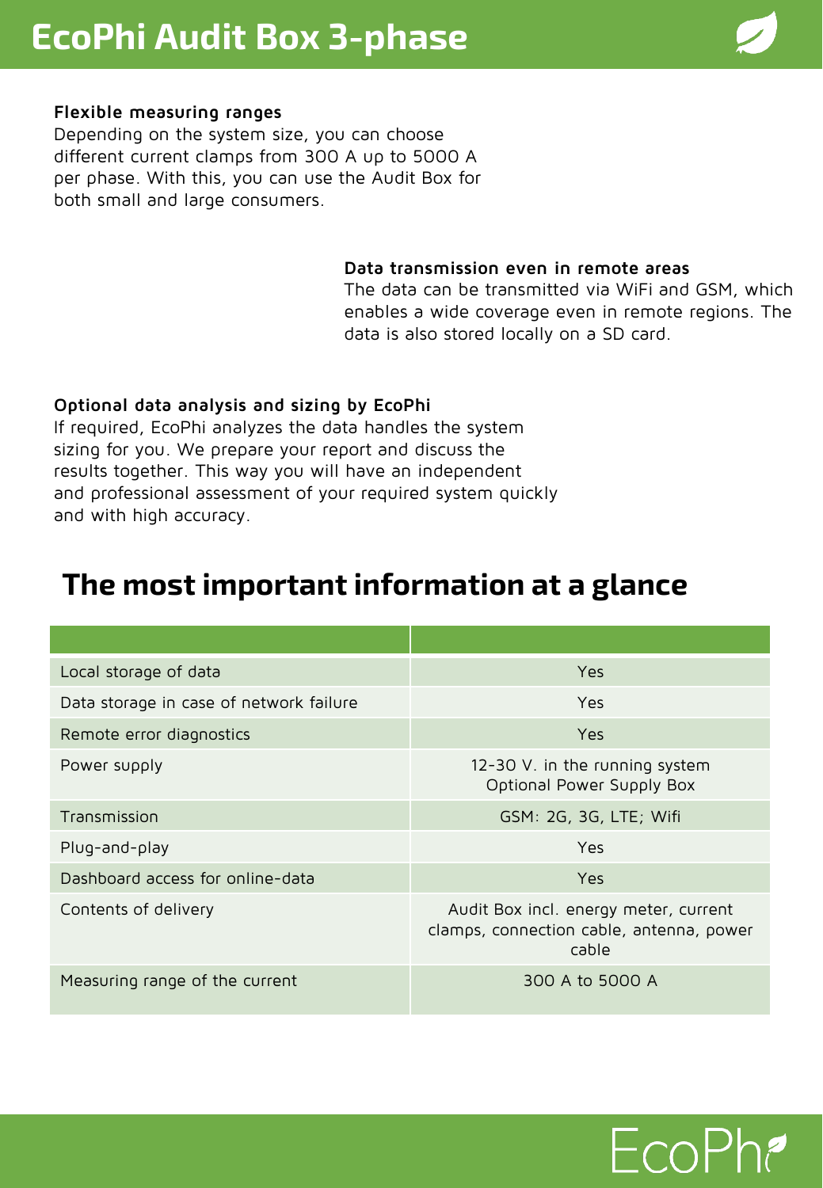# EcoPhi Audit Box 3-phase

**Flexible measuring ranges**
Depending on the system size, you can choose different current clamps from 300 A up to 5000 A per phase. With this, you can use the Audit Box for both small and large consumers.

**Data transmission even in remote areas**
The data can be transmitted via WiFi and GSM, which enables a wide coverage even in remote regions. The data is also stored locally on a SD card.

**Optional data analysis and sizing by EcoPhi**
If required, EcoPhi analyzes the data handles the system sizing for you. We prepare your report and discuss the results together. This way you will have an independent and professional assessment of your required system quickly and with high accuracy.

## The most important information at a glance

| | |
|---|---|
| Local storage of data | Yes |
| Data storage in case of network failure | Yes |
| Remote error diagnostics | Yes |
| Power supply | 12-30 V. in the running system Optional Power Supply Box |
| Transmission | GSM: 2G, 3G, LTE; Wifi |
| Plug-and-play | Yes |
| Dashboard access for online-data | Yes |
| Contents of delivery | Audit Box incl. energy meter, current clamps, connection cable, antenna, power cable |
| Measuring range of the current | 300 A to 5000 A |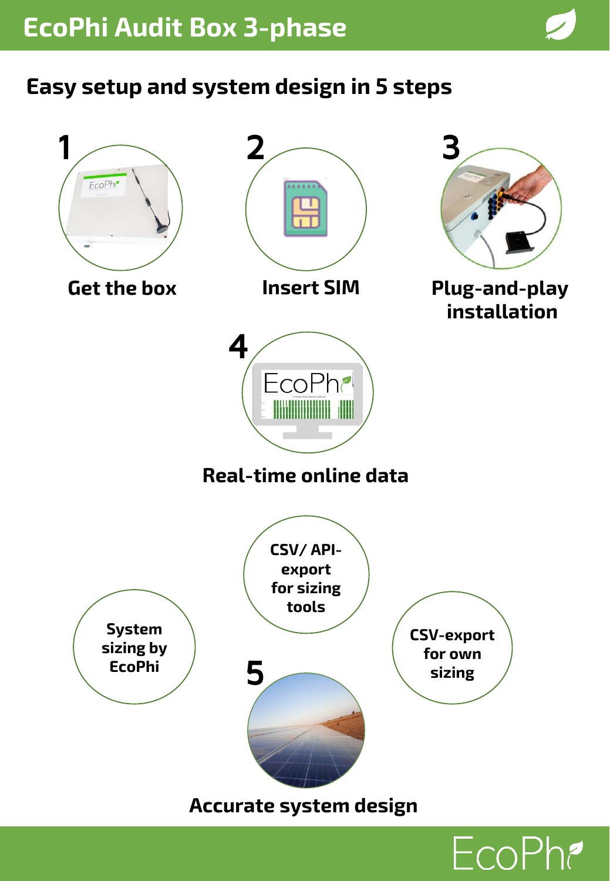# EcoPhi Audit Box 3-phase

## Easy setup and system design in 5 steps

1. Get the box
2. Insert SIM
3. Plug-and-play installation
4. Real-time online data
5. Accurate system design

- System sizing by EcoPhi
- CSV/ API-export for sizing tools
- CSV-export for own sizing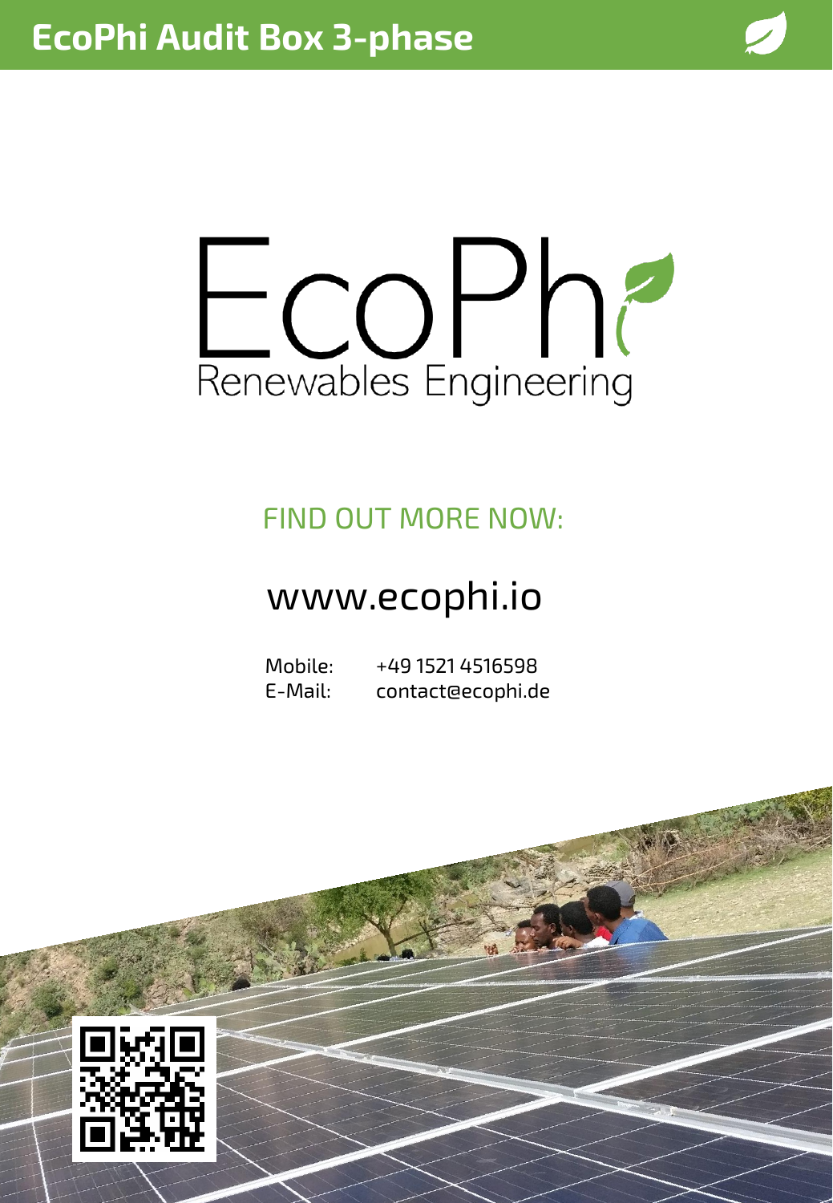# EcoPhi Audit Box 3-phase

EcoPhi
Renewables Engineering

FIND OUT MORE NOW:

www.ecophi.io

Mobile: +49 1521 4516598
E-Mail: contact@ecophi.de